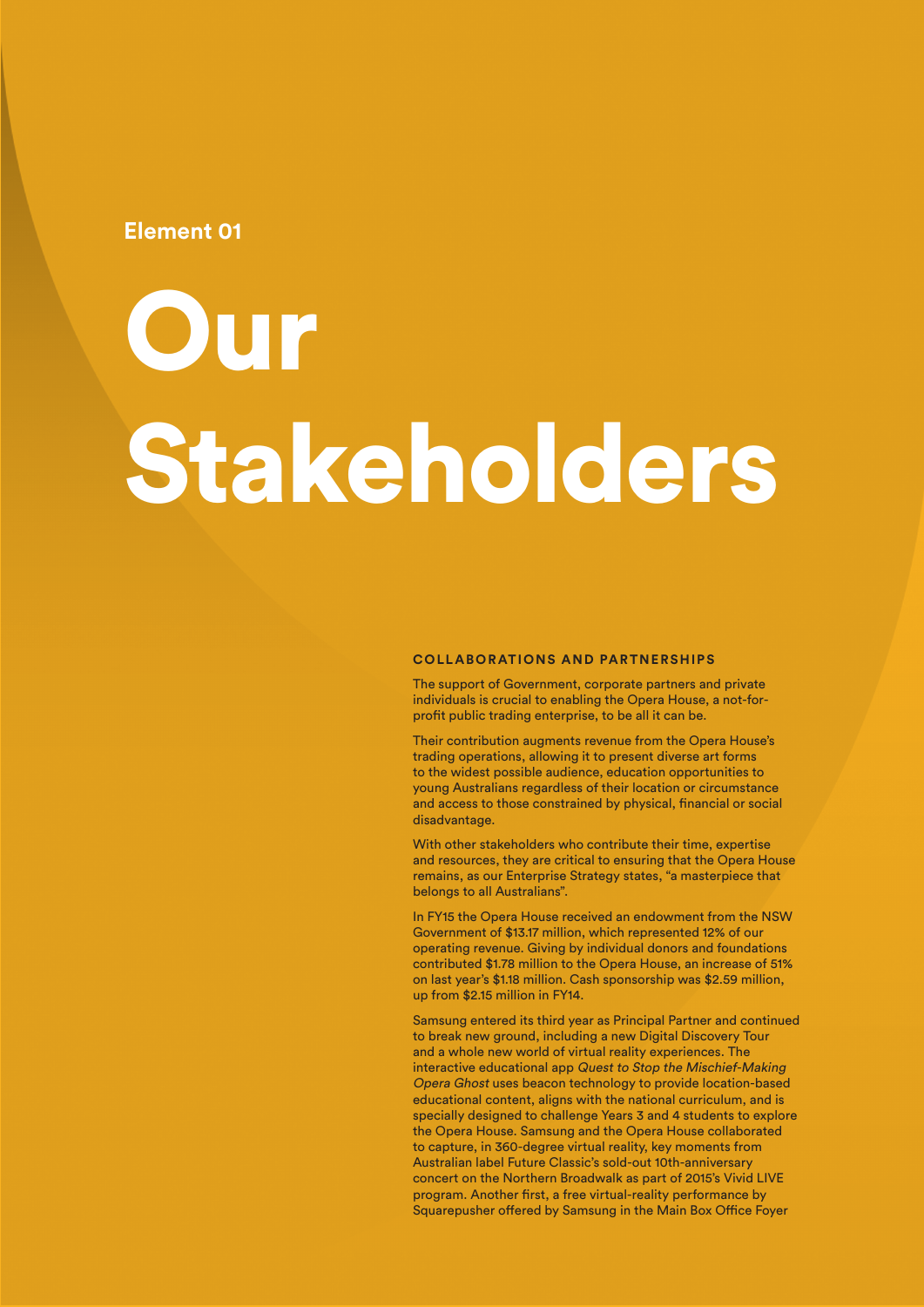Element 01

# Our Stakeholders

## COLLABORATIONS AND PARTNERSHIPS

The support of Government, corporate partners and private individuals is crucial to enabling the Opera House, a not-for-profit public trading enterprise, to be all it can be.

Their contribution augments revenue from the Opera House's trading operations, allowing it to present diverse art forms to the widest possible audience, education opportunities to young Australians regardless of their location or circumstance and access to those constrained by physical, financial or social disadvantage.

With other stakeholders who contribute their time, expertise and resources, they are critical to ensuring that the Opera House remains, as our Enterprise Strategy states, "a masterpiece that belongs to all Australians".

In FY15 the Opera House received an endowment from the NSW Government of $13.17 million, which represented 12% of our operating revenue. Giving by individual donors and foundations contributed $1.78 million to the Opera House, an increase of 51% on last year's $1.18 million. Cash sponsorship was $2.59 million, up from $2.15 million in FY14.

Samsung entered its third year as Principal Partner and continued to break new ground, including a new Digital Discovery Tour and a whole new world of virtual reality experiences. The interactive educational app *Quest to Stop the Mischief-Making Opera Ghost* uses beacon technology to provide location-based educational content, aligns with the national curriculum, and is specially designed to challenge Years 3 and 4 students to explore the Opera House. Samsung and the Opera House collaborated to capture, in 360-degree virtual reality, key moments from Australian label Future Classic's sold-out 10th-anniversary concert on the Northern Broadwalk as part of 2015's Vivid LIVE program. Another first, a free virtual-reality performance by Squarepusher offered by Samsung in the Main Box Office Foyer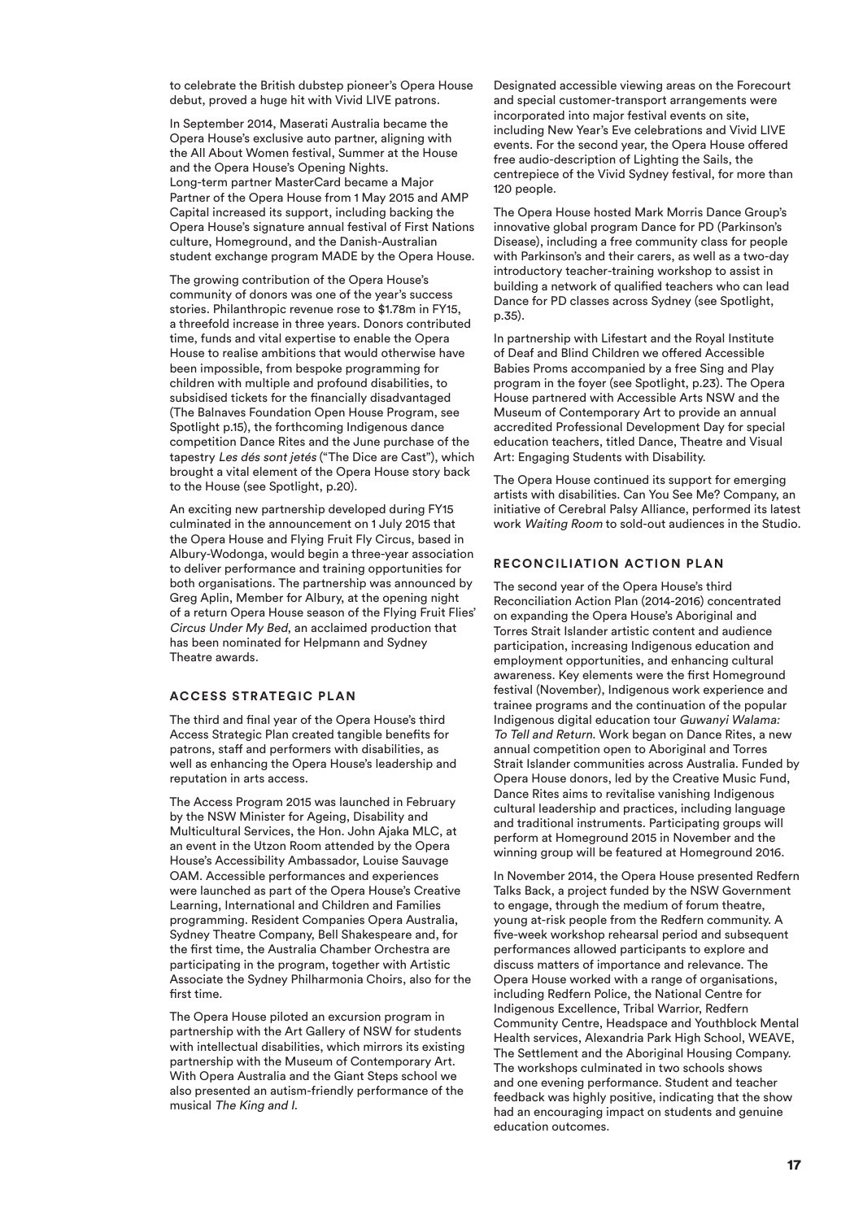to celebrate the British dubstep pioneer's Opera House debut, proved a huge hit with Vivid LIVE patrons.

In September 2014, Maserati Australia became the Opera House's exclusive auto partner, aligning with the All About Women festival, Summer at the House and the Opera House's Opening Nights. Long-term partner MasterCard became a Major Partner of the Opera House from 1 May 2015 and AMP Capital increased its support, including backing the Opera House's signature annual festival of First Nations culture, Homeground, and the Danish-Australian student exchange program MADE by the Opera House.

The growing contribution of the Opera House's community of donors was one of the year's success stories. Philanthropic revenue rose to $1.78m in FY15, a threefold increase in three years. Donors contributed time, funds and vital expertise to enable the Opera House to realise ambitions that would otherwise have been impossible, from bespoke programming for children with multiple and profound disabilities, to subsidised tickets for the financially disadvantaged (The Balnaves Foundation Open House Program, see Spotlight p.15), the forthcoming Indigenous dance competition Dance Rites and the June purchase of the tapestry *Les dés sont jetés* ("The Dice are Cast"), which brought a vital element of the Opera House story back to the House (see Spotlight, p.20).

An exciting new partnership developed during FY15 culminated in the announcement on 1 July 2015 that the Opera House and Flying Fruit Fly Circus, based in Albury-Wodonga, would begin a three-year association to deliver performance and training opportunities for both organisations. The partnership was announced by Greg Aplin, Member for Albury, at the opening night of a return Opera House season of the Flying Fruit Flies' *Circus Under My Bed*, an acclaimed production that has been nominated for Helpmann and Sydney Theatre awards.

## ACCESS STRATEGIC PLAN

The third and final year of the Opera House's third Access Strategic Plan created tangible benefits for patrons, staff and performers with disabilities, as well as enhancing the Opera House's leadership and reputation in arts access.

The Access Program 2015 was launched in February by the NSW Minister for Ageing, Disability and Multicultural Services, the Hon. John Ajaka MLC, at an event in the Utzon Room attended by the Opera House's Accessibility Ambassador, Louise Sauvage OAM. Accessible performances and experiences were launched as part of the Opera House's Creative Learning, International and Children and Families programming. Resident Companies Opera Australia, Sydney Theatre Company, Bell Shakespeare and, for the first time, the Australia Chamber Orchestra are participating in the program, together with Artistic Associate the Sydney Philharmonia Choirs, also for the first time.

The Opera House piloted an excursion program in partnership with the Art Gallery of NSW for students with intellectual disabilities, which mirrors its existing partnership with the Museum of Contemporary Art. With Opera Australia and the Giant Steps school we also presented an autism-friendly performance of the musical *The King and I*.

Designated accessible viewing areas on the Forecourt and special customer-transport arrangements were incorporated into major festival events on site, including New Year's Eve celebrations and Vivid LIVE events. For the second year, the Opera House offered free audio-description of Lighting the Sails, the centrepiece of the Vivid Sydney festival, for more than 120 people.

The Opera House hosted Mark Morris Dance Group's innovative global program Dance for PD (Parkinson's Disease), including a free community class for people with Parkinson's and their carers, as well as a two-day introductory teacher-training workshop to assist in building a network of qualified teachers who can lead Dance for PD classes across Sydney (see Spotlight, p.35).

In partnership with Lifestart and the Royal Institute of Deaf and Blind Children we offered Accessible Babies Proms accompanied by a free Sing and Play program in the foyer (see Spotlight, p.23). The Opera House partnered with Accessible Arts NSW and the Museum of Contemporary Art to provide an annual accredited Professional Development Day for special education teachers, titled Dance, Theatre and Visual Art: Engaging Students with Disability.

The Opera House continued its support for emerging artists with disabilities. Can You See Me? Company, an initiative of Cerebral Palsy Alliance, performed its latest work *Waiting Room* to sold-out audiences in the Studio.

## RECONCILIATION ACTION PLAN

The second year of the Opera House's third Reconciliation Action Plan (2014-2016) concentrated on expanding the Opera House's Aboriginal and Torres Strait Islander artistic content and audience participation, increasing Indigenous education and employment opportunities, and enhancing cultural awareness. Key elements were the first Homeground festival (November), Indigenous work experience and trainee programs and the continuation of the popular Indigenous digital education tour *Guwanyi Walama: To Tell and Return*. Work began on Dance Rites, a new annual competition open to Aboriginal and Torres Strait Islander communities across Australia. Funded by Opera House donors, led by the Creative Music Fund, Dance Rites aims to revitalise vanishing Indigenous cultural leadership and practices, including language and traditional instruments. Participating groups will perform at Homeground 2015 in November and the winning group will be featured at Homeground 2016.

In November 2014, the Opera House presented Redfern Talks Back, a project funded by the NSW Government to engage, through the medium of forum theatre, young at-risk people from the Redfern community. A five-week workshop rehearsal period and subsequent performances allowed participants to explore and discuss matters of importance and relevance. The Opera House worked with a range of organisations, including Redfern Police, the National Centre for Indigenous Excellence, Tribal Warrior, Redfern Community Centre, Headspace and Youthblock Mental Health services, Alexandria Park High School, WEAVE, The Settlement and the Aboriginal Housing Company. The workshops culminated in two schools shows and one evening performance. Student and teacher feedback was highly positive, indicating that the show had an encouraging impact on students and genuine education outcomes.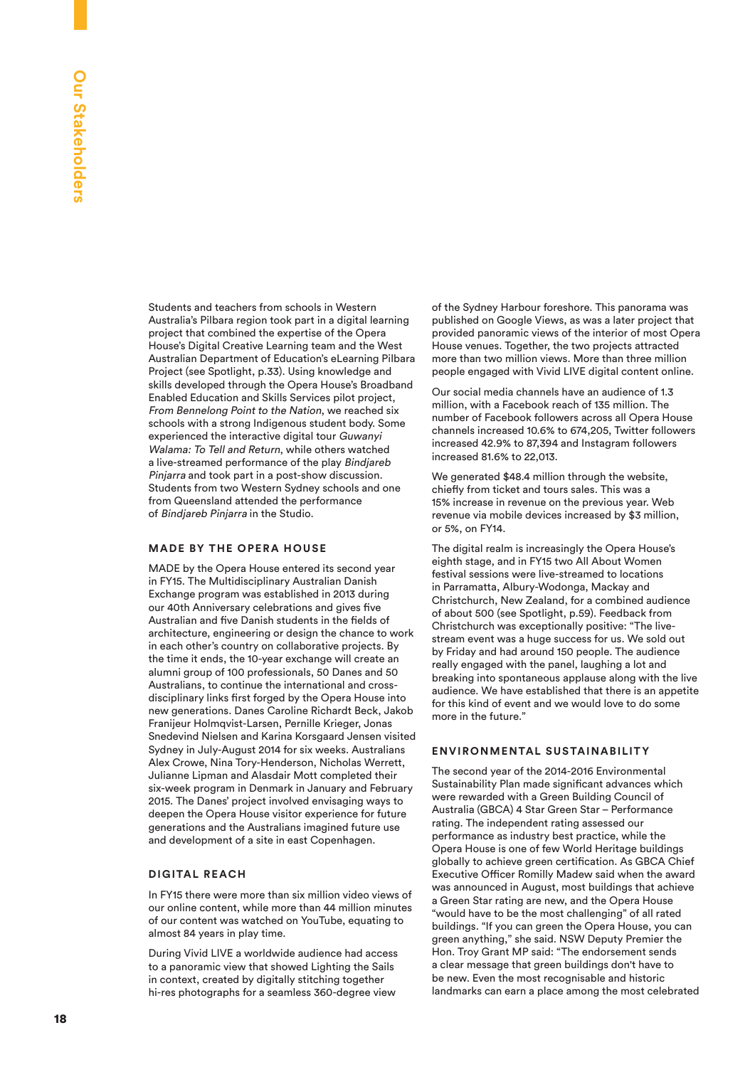Students and teachers from schools in Western Australia's Pilbara region took part in a digital learning project that combined the expertise of the Opera House's Digital Creative Learning team and the West Australian Department of Education's eLearning Pilbara Project (see Spotlight, p.33). Using knowledge and skills developed through the Opera House's Broadband Enabled Education and Skills Services pilot project, *From Bennelong Point to the Nation*, we reached six schools with a strong Indigenous student body. Some experienced the interactive digital tour *Guwanyi Walama: To Tell and Return*, while others watched a live-streamed performance of the play *Bindjareb Pinjarra* and took part in a post-show discussion. Students from two Western Sydney schools and one from Queensland attended the performance of *Bindjareb Pinjarra* in the Studio.

## MADE BY THE OPERA HOUSE

MADE by the Opera House entered its second year in FY15. The Multidisciplinary Australian Danish Exchange program was established in 2013 during our 40th Anniversary celebrations and gives five Australian and five Danish students in the fields of architecture, engineering or design the chance to work in each other's country on collaborative projects. By the time it ends, the 10-year exchange will create an alumni group of 100 professionals, 50 Danes and 50 Australians, to continue the international and cross-disciplinary links first forged by the Opera House into new generations. Danes Caroline Richardt Beck, Jakob Franijeur Holmqvist-Larsen, Pernille Krieger, Jonas Snedevind Nielsen and Karina Korsgaard Jensen visited Sydney in July-August 2014 for six weeks. Australians Alex Crowe, Nina Tory-Henderson, Nicholas Werrett, Julianne Lipman and Alasdair Mott completed their six-week program in Denmark in January and February 2015. The Danes' project involved envisaging ways to deepen the Opera House visitor experience for future generations and the Australians imagined future use and development of a site in east Copenhagen.

## DIGITAL REACH

In FY15 there were more than six million video views of our online content, while more than 44 million minutes of our content was watched on YouTube, equating to almost 84 years in play time.

During Vivid LIVE a worldwide audience had access to a panoramic view that showed Lighting the Sails in context, created by digitally stitching together hi-res photographs for a seamless 360-degree view of the Sydney Harbour foreshore. This panorama was published on Google Views, as was a later project that provided panoramic views of the interior of most Opera House venues. Together, the two projects attracted more than two million views. More than three million people engaged with Vivid LIVE digital content online.

Our social media channels have an audience of 1.3 million, with a Facebook reach of 135 million. The number of Facebook followers across all Opera House channels increased 10.6% to 674,205, Twitter followers increased 42.9% to 87,394 and Instagram followers increased 81.6% to 22,013.

We generated $48.4 million through the website, chiefly from ticket and tours sales. This was a 15% increase in revenue on the previous year. Web revenue via mobile devices increased by $3 million, or 5%, on FY14.

The digital realm is increasingly the Opera House's eighth stage, and in FY15 two All About Women festival sessions were live-streamed to locations in Parramatta, Albury-Wodonga, Mackay and Christchurch, New Zealand, for a combined audience of about 500 (see Spotlight, p.59). Feedback from Christchurch was exceptionally positive: "The live-stream event was a huge success for us. We sold out by Friday and had around 150 people. The audience really engaged with the panel, laughing a lot and breaking into spontaneous applause along with the live audience. We have established that there is an appetite for this kind of event and we would love to do some more in the future."

## ENVIRONMENTAL SUSTAINABILITY

The second year of the 2014-2016 Environmental Sustainability Plan made significant advances which were rewarded with a Green Building Council of Australia (GBCA) 4 Star Green Star – Performance rating. The independent rating assessed our performance as industry best practice, while the Opera House is one of few World Heritage buildings globally to achieve green certification. As GBCA Chief Executive Officer Romilly Madew said when the award was announced in August, most buildings that achieve a Green Star rating are new, and the Opera House "would have to be the most challenging" of all rated buildings. "If you can green the Opera House, you can green anything," she said. NSW Deputy Premier the Hon. Troy Grant MP said: "The endorsement sends a clear message that green buildings don't have to be new. Even the most recognisable and historic landmarks can earn a place among the most celebrated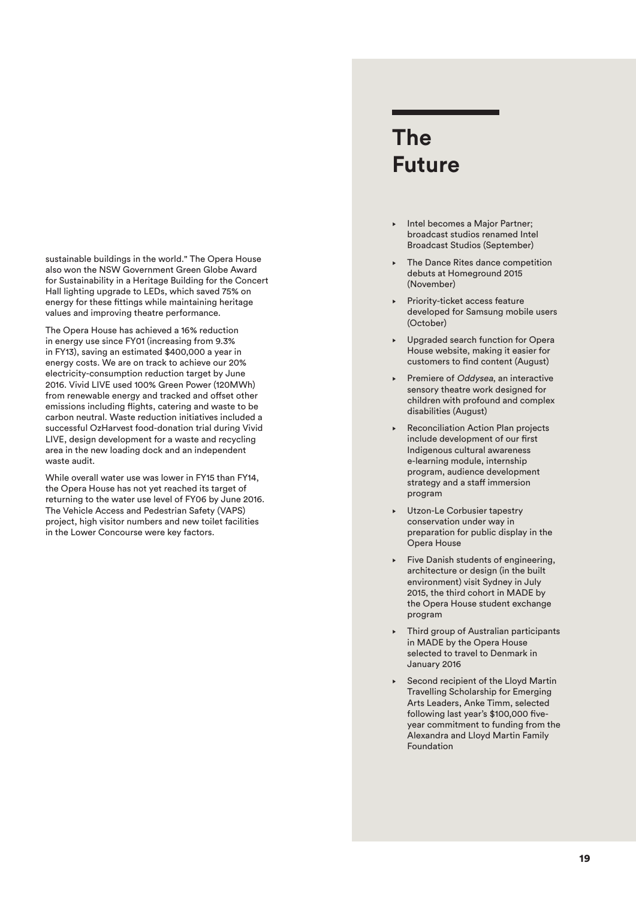sustainable buildings in the world." The Opera House also won the NSW Government Green Globe Award for Sustainability in a Heritage Building for the Concert Hall lighting upgrade to LEDs, which saved 75% on energy for these fittings while maintaining heritage values and improving theatre performance.

The Opera House has achieved a 16% reduction in energy use since FY01 (increasing from 9.3% in FY13), saving an estimated $400,000 a year in energy costs. We are on track to achieve our 20% electricity-consumption reduction target by June 2016. Vivid LIVE used 100% Green Power (120MWh) from renewable energy and tracked and offset other emissions including flights, catering and waste to be carbon neutral. Waste reduction initiatives included a successful OzHarvest food-donation trial during Vivid LIVE, design development for a waste and recycling area in the new loading dock and an independent waste audit.

While overall water use was lower in FY15 than FY14, the Opera House has not yet reached its target of returning to the water use level of FY06 by June 2016. The Vehicle Access and Pedestrian Safety (VAPS) project, high visitor numbers and new toilet facilities in the Lower Concourse were key factors.

## The Future

- Intel becomes a Major Partner; broadcast studios renamed Intel Broadcast Studios (September)
- The Dance Rites dance competition debuts at Homeground 2015 (November)
- Priority-ticket access feature developed for Samsung mobile users (October)
- Upgraded search function for Opera House website, making it easier for customers to find content (August)
- Premiere of *Oddysea*, an interactive sensory theatre work designed for children with profound and complex disabilities (August)
- Reconciliation Action Plan projects include development of our first Indigenous cultural awareness e-learning module, internship program, audience development strategy and a staff immersion program
- Utzon-Le Corbusier tapestry conservation under way in preparation for public display in the Opera House
- Five Danish students of engineering, architecture or design (in the built environment) visit Sydney in July 2015, the third cohort in MADE by the Opera House student exchange program
- Third group of Australian participants in MADE by the Opera House selected to travel to Denmark in January 2016
- Second recipient of the Lloyd Martin Travelling Scholarship for Emerging Arts Leaders, Anke Timm, selected following last year's $100,000 five-year commitment to funding from the Alexandra and Lloyd Martin Family Foundation